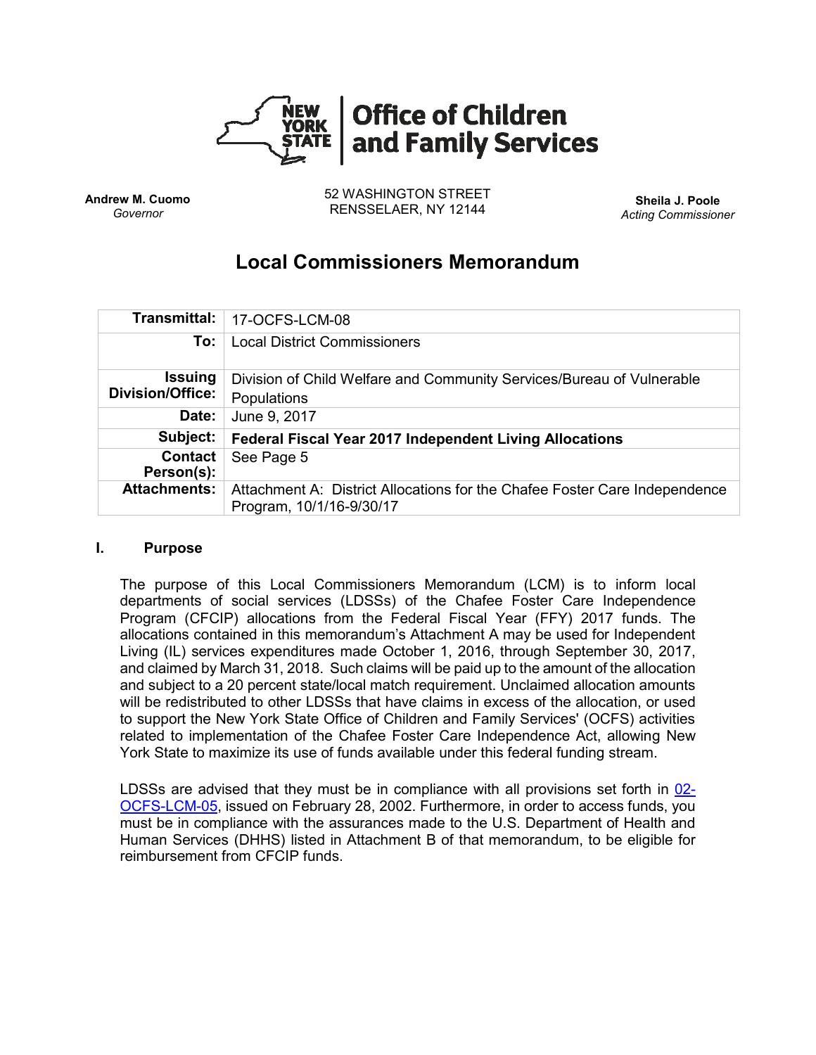Office of Children and Family Services

**Andrew M. Cuomo**
*Governor*

52 WASHINGTON STREET
RENSSELAER, NY 12144

**Sheila J. Poole**
*Acting Commissioner*

# Local Commissioners Memorandum

| | |
|---|---|
| **Transmittal:** | 17-OCFS-LCM-08 |
| **To:** | Local District Commissioners |
| **Issuing Division/Office:** | Division of Child Welfare and Community Services/Bureau of Vulnerable Populations |
| **Date:** | June 9, 2017 |
| **Subject:** | **Federal Fiscal Year 2017 Independent Living Allocations** |
| **Contact Person(s):** | See Page 5 |
| **Attachments:** | Attachment A: District Allocations for the Chafee Foster Care Independence Program, 10/1/16-9/30/17 |

## I. Purpose

The purpose of this Local Commissioners Memorandum (LCM) is to inform local departments of social services (LDSSs) of the Chafee Foster Care Independence Program (CFCIP) allocations from the Federal Fiscal Year (FFY) 2017 funds. The allocations contained in this memorandum's Attachment A may be used for Independent Living (IL) services expenditures made October 1, 2016, through September 30, 2017, and claimed by March 31, 2018. Such claims will be paid up to the amount of the allocation and subject to a 20 percent state/local match requirement. Unclaimed allocation amounts will be redistributed to other LDSSs that have claims in excess of the allocation, or used to support the New York State Office of Children and Family Services' (OCFS) activities related to implementation of the Chafee Foster Care Independence Act, allowing New York State to maximize its use of funds available under this federal funding stream.

LDSSs are advised that they must be in compliance with all provisions set forth in 02-OCFS-LCM-05, issued on February 28, 2002. Furthermore, in order to access funds, you must be in compliance with the assurances made to the U.S. Department of Health and Human Services (DHHS) listed in Attachment B of that memorandum, to be eligible for reimbursement from CFCIP funds.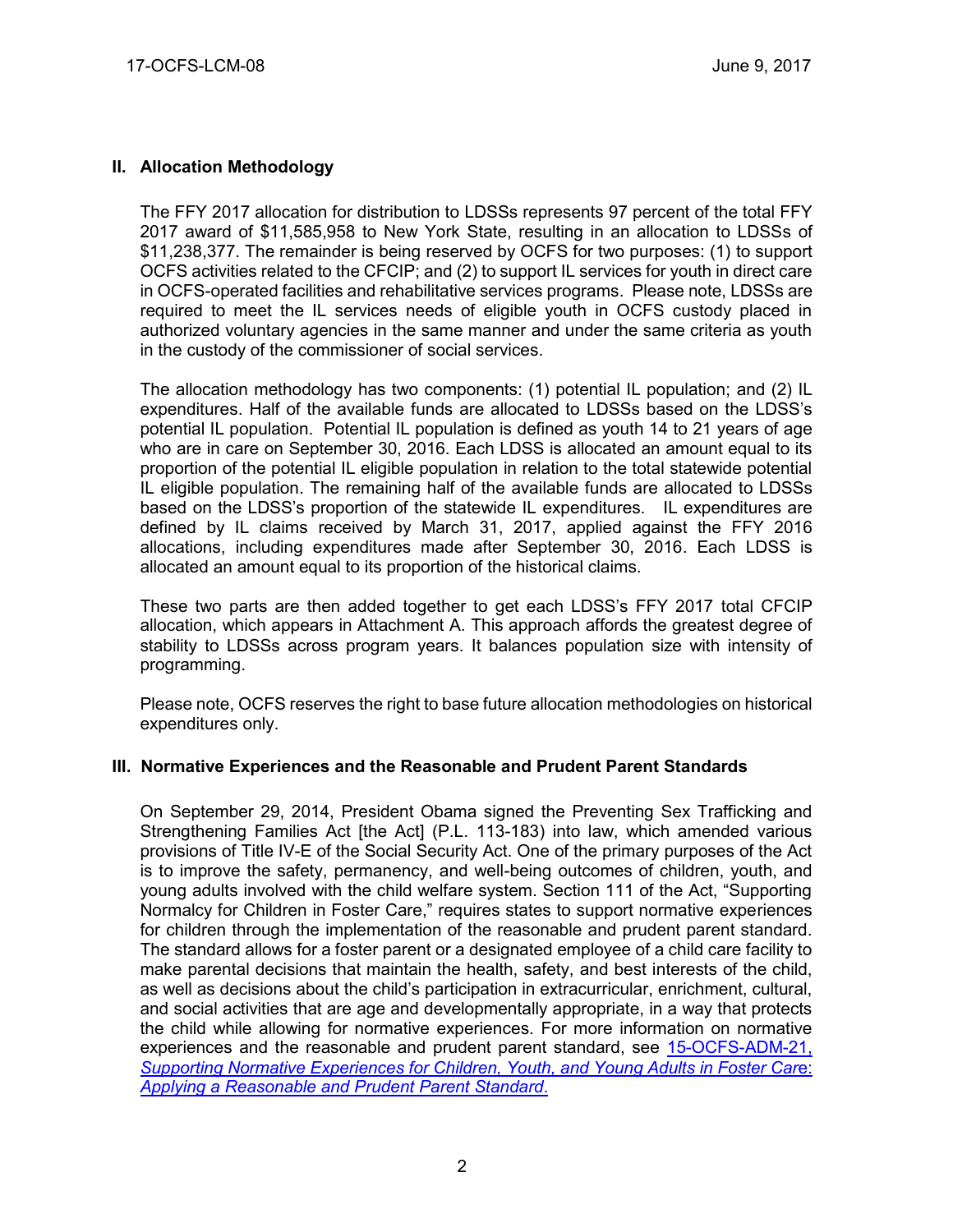## II. Allocation Methodology

The FFY 2017 allocation for distribution to LDSSs represents 97 percent of the total FFY 2017 award of $11,585,958 to New York State, resulting in an allocation to LDSSs of $11,238,377. The remainder is being reserved by OCFS for two purposes: (1) to support OCFS activities related to the CFCIP; and (2) to support IL services for youth in direct care in OCFS-operated facilities and rehabilitative services programs. Please note, LDSSs are required to meet the IL services needs of eligible youth in OCFS custody placed in authorized voluntary agencies in the same manner and under the same criteria as youth in the custody of the commissioner of social services.

The allocation methodology has two components: (1) potential IL population; and (2) IL expenditures. Half of the available funds are allocated to LDSSs based on the LDSS's potential IL population. Potential IL population is defined as youth 14 to 21 years of age who are in care on September 30, 2016. Each LDSS is allocated an amount equal to its proportion of the potential IL eligible population in relation to the total statewide potential IL eligible population. The remaining half of the available funds are allocated to LDSSs based on the LDSS's proportion of the statewide IL expenditures. IL expenditures are defined by IL claims received by March 31, 2017, applied against the FFY 2016 allocations, including expenditures made after September 30, 2016. Each LDSS is allocated an amount equal to its proportion of the historical claims.

These two parts are then added together to get each LDSS's FFY 2017 total CFCIP allocation, which appears in Attachment A. This approach affords the greatest degree of stability to LDSSs across program years. It balances population size with intensity of programming.

Please note, OCFS reserves the right to base future allocation methodologies on historical expenditures only.

## III. Normative Experiences and the Reasonable and Prudent Parent Standards

On September 29, 2014, President Obama signed the Preventing Sex Trafficking and Strengthening Families Act [the Act] (P.L. 113-183) into law, which amended various provisions of Title IV-E of the Social Security Act. One of the primary purposes of the Act is to improve the safety, permanency, and well-being outcomes of children, youth, and young adults involved with the child welfare system. Section 111 of the Act, "Supporting Normalcy for Children in Foster Care," requires states to support normative experiences for children through the implementation of the reasonable and prudent parent standard. The standard allows for a foster parent or a designated employee of a child care facility to make parental decisions that maintain the health, safety, and best interests of the child, as well as decisions about the child's participation in extracurricular, enrichment, cultural, and social activities that are age and developmentally appropriate, in a way that protects the child while allowing for normative experiences. For more information on normative experiences and the reasonable and prudent parent standard, see 15-OCFS-ADM-21, *Supporting Normative Experiences for Children, Youth, and Young Adults in Foster Care: Applying a Reasonable and Prudent Parent Standard.*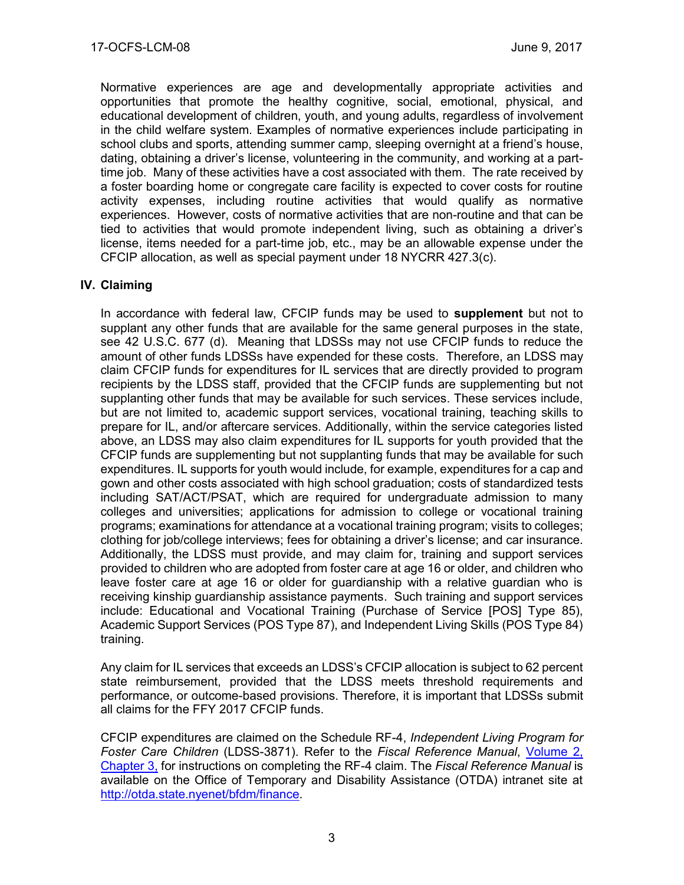Normative experiences are age and developmentally appropriate activities and opportunities that promote the healthy cognitive, social, emotional, physical, and educational development of children, youth, and young adults, regardless of involvement in the child welfare system. Examples of normative experiences include participating in school clubs and sports, attending summer camp, sleeping overnight at a friend's house, dating, obtaining a driver's license, volunteering in the community, and working at a part-time job. Many of these activities have a cost associated with them. The rate received by a foster boarding home or congregate care facility is expected to cover costs for routine activity expenses, including routine activities that would qualify as normative experiences. However, costs of normative activities that are non-routine and that can be tied to activities that would promote independent living, such as obtaining a driver's license, items needed for a part-time job, etc., may be an allowable expense under the CFCIP allocation, as well as special payment under 18 NYCRR 427.3(c).

## IV. Claiming

In accordance with federal law, CFCIP funds may be used to **supplement** but not to supplant any other funds that are available for the same general purposes in the state, see 42 U.S.C. 677 (d). Meaning that LDSSs may not use CFCIP funds to reduce the amount of other funds LDSSs have expended for these costs. Therefore, an LDSS may claim CFCIP funds for expenditures for IL services that are directly provided to program recipients by the LDSS staff, provided that the CFCIP funds are supplementing but not supplanting other funds that may be available for such services. These services include, but are not limited to, academic support services, vocational training, teaching skills to prepare for IL, and/or aftercare services. Additionally, within the service categories listed above, an LDSS may also claim expenditures for IL supports for youth provided that the CFCIP funds are supplementing but not supplanting funds that may be available for such expenditures. IL supports for youth would include, for example, expenditures for a cap and gown and other costs associated with high school graduation; costs of standardized tests including SAT/ACT/PSAT, which are required for undergraduate admission to many colleges and universities; applications for admission to college or vocational training programs; examinations for attendance at a vocational training program; visits to colleges; clothing for job/college interviews; fees for obtaining a driver's license; and car insurance. Additionally, the LDSS must provide, and may claim for, training and support services provided to children who are adopted from foster care at age 16 or older, and children who leave foster care at age 16 or older for guardianship with a relative guardian who is receiving kinship guardianship assistance payments. Such training and support services include: Educational and Vocational Training (Purchase of Service [POS] Type 85), Academic Support Services (POS Type 87), and Independent Living Skills (POS Type 84) training.

Any claim for IL services that exceeds an LDSS's CFCIP allocation is subject to 62 percent state reimbursement, provided that the LDSS meets threshold requirements and performance, or outcome-based provisions. Therefore, it is important that LDSSs submit all claims for the FFY 2017 CFCIP funds.

CFCIP expenditures are claimed on the Schedule RF-4, *Independent Living Program for Foster Care Children* (LDSS-3871). Refer to the *Fiscal Reference Manual*, Volume 2, Chapter 3, for instructions on completing the RF-4 claim. The *Fiscal Reference Manual* is available on the Office of Temporary and Disability Assistance (OTDA) intranet site at http://otda.state.nyenet/bfdm/finance.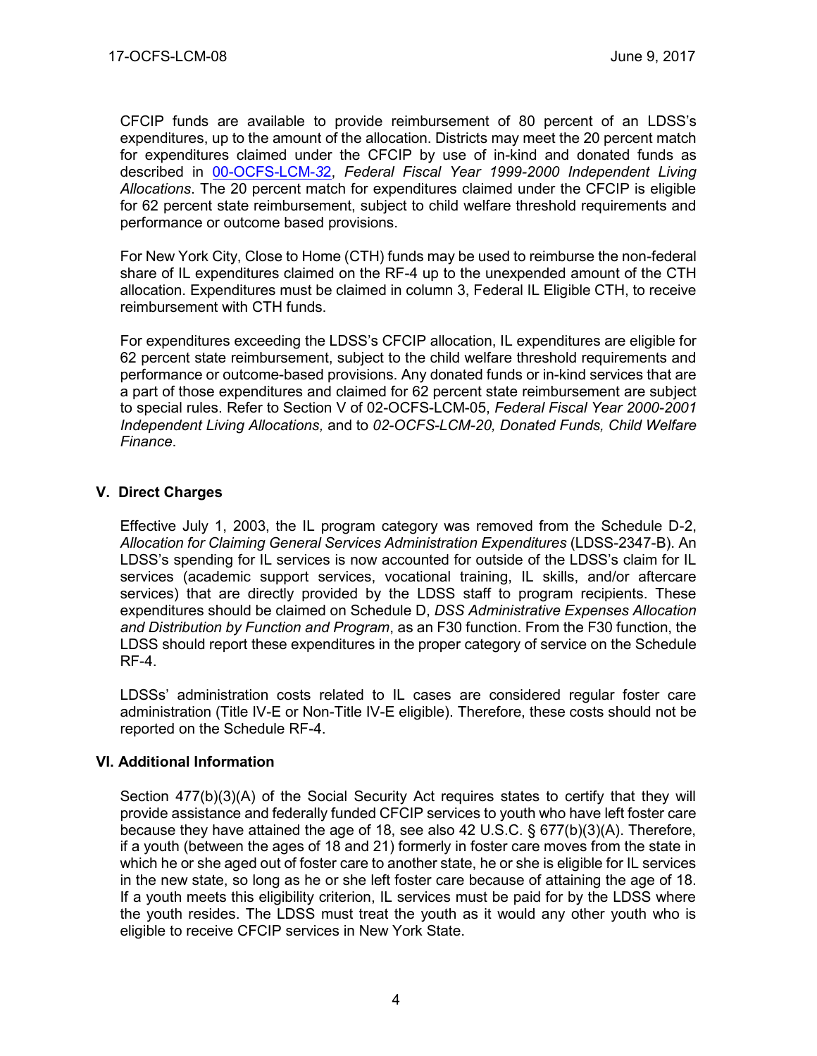CFCIP funds are available to provide reimbursement of 80 percent of an LDSS's expenditures, up to the amount of the allocation. Districts may meet the 20 percent match for expenditures claimed under the CFCIP by use of in-kind and donated funds as described in 00-OCFS-LCM-32, *Federal Fiscal Year 1999-2000 Independent Living Allocations*. The 20 percent match for expenditures claimed under the CFCIP is eligible for 62 percent state reimbursement, subject to child welfare threshold requirements and performance or outcome based provisions.

For New York City, Close to Home (CTH) funds may be used to reimburse the non-federal share of IL expenditures claimed on the RF-4 up to the unexpended amount of the CTH allocation. Expenditures must be claimed in column 3, Federal IL Eligible CTH, to receive reimbursement with CTH funds.

For expenditures exceeding the LDSS's CFCIP allocation, IL expenditures are eligible for 62 percent state reimbursement, subject to the child welfare threshold requirements and performance or outcome-based provisions. Any donated funds or in-kind services that are a part of those expenditures and claimed for 62 percent state reimbursement are subject to special rules. Refer to Section V of 02-OCFS-LCM-05, *Federal Fiscal Year 2000-2001 Independent Living Allocations,* and to *02-OCFS-LCM-20, Donated Funds, Child Welfare Finance*.

## V. Direct Charges

Effective July 1, 2003, the IL program category was removed from the Schedule D-2, *Allocation for Claiming General Services Administration Expenditures* (LDSS-2347-B). An LDSS's spending for IL services is now accounted for outside of the LDSS's claim for IL services (academic support services, vocational training, IL skills, and/or aftercare services) that are directly provided by the LDSS staff to program recipients. These expenditures should be claimed on Schedule D, *DSS Administrative Expenses Allocation and Distribution by Function and Program*, as an F30 function. From the F30 function, the LDSS should report these expenditures in the proper category of service on the Schedule RF-4.

LDSSs' administration costs related to IL cases are considered regular foster care administration (Title IV-E or Non-Title IV-E eligible). Therefore, these costs should not be reported on the Schedule RF-4.

## VI. Additional Information

Section 477(b)(3)(A) of the Social Security Act requires states to certify that they will provide assistance and federally funded CFCIP services to youth who have left foster care because they have attained the age of 18, see also 42 U.S.C. § 677(b)(3)(A). Therefore, if a youth (between the ages of 18 and 21) formerly in foster care moves from the state in which he or she aged out of foster care to another state, he or she is eligible for IL services in the new state, so long as he or she left foster care because of attaining the age of 18. If a youth meets this eligibility criterion, IL services must be paid for by the LDSS where the youth resides. The LDSS must treat the youth as it would any other youth who is eligible to receive CFCIP services in New York State.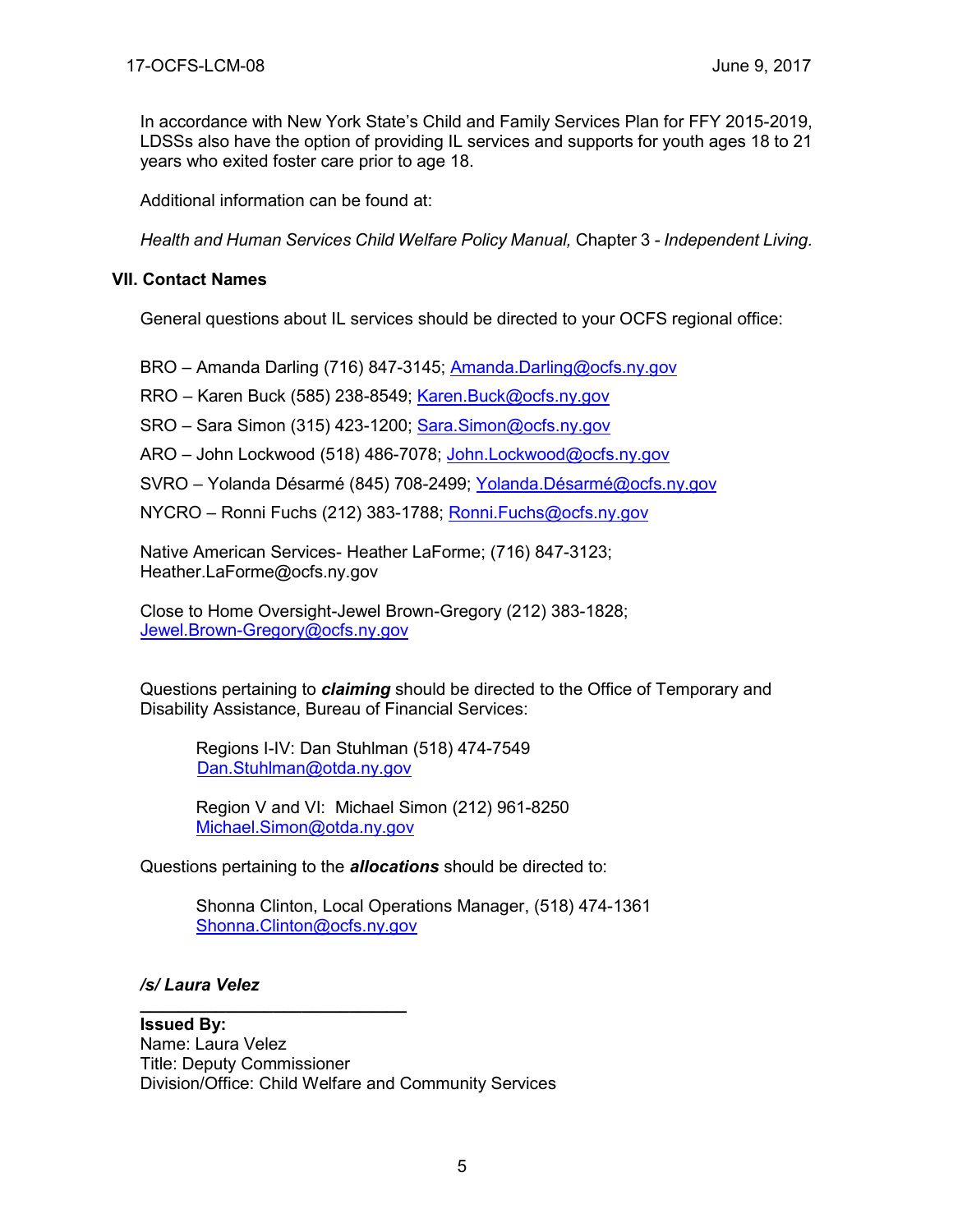In accordance with New York State's Child and Family Services Plan for FFY 2015-2019, LDSSs also have the option of providing IL services and supports for youth ages 18 to 21 years who exited foster care prior to age 18.

Additional information can be found at:

*Health and Human Services Child Welfare Policy Manual,* Chapter 3 - *Independent Living.*

## VII. Contact Names

General questions about IL services should be directed to your OCFS regional office:

BRO – Amanda Darling (716) 847-3145; Amanda.Darling@ocfs.ny.gov

RRO – Karen Buck (585) 238-8549; Karen.Buck@ocfs.ny.gov

SRO – Sara Simon (315) 423-1200; Sara.Simon@ocfs.ny.gov

ARO – John Lockwood (518) 486-7078; John.Lockwood@ocfs.ny.gov

SVRO – Yolanda Désarmé (845) 708-2499; Yolanda.Désarmé@ocfs.ny.gov

NYCRO – Ronni Fuchs (212) 383-1788; Ronni.Fuchs@ocfs.ny.gov

Native American Services- Heather LaForme; (716) 847-3123; Heather.LaForme@ocfs.ny.gov

Close to Home Oversight-Jewel Brown-Gregory (212) 383-1828; Jewel.Brown-Gregory@ocfs.ny.gov

Questions pertaining to ***claiming*** should be directed to the Office of Temporary and Disability Assistance, Bureau of Financial Services:

Regions I-IV: Dan Stuhlman (518) 474-7549
Dan.Stuhlman@otda.ny.gov

Region V and VI: Michael Simon (212) 961-8250
Michael.Simon@otda.ny.gov

Questions pertaining to the ***allocations*** should be directed to:

Shonna Clinton, Local Operations Manager, (518) 474-1361
Shonna.Clinton@ocfs.ny.gov

***/s/ Laura Velez***

**Issued By:**
Name: Laura Velez
Title: Deputy Commissioner
Division/Office: Child Welfare and Community Services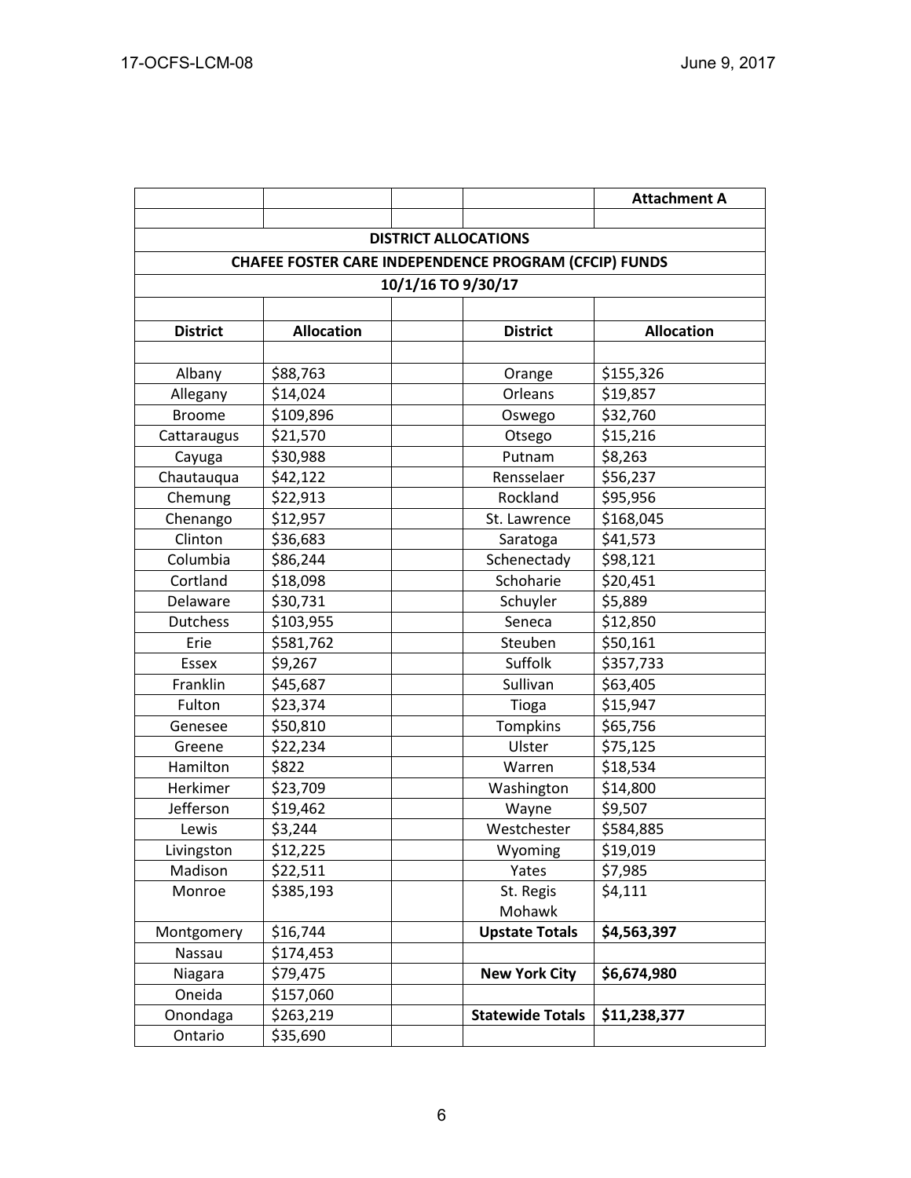Attachment A

**DISTRICT ALLOCATIONS**

**CHAFEE FOSTER CARE INDEPENDENCE PROGRAM (CFCIP) FUNDS**

**10/1/16 TO 9/30/17**

| District | Allocation | | District | Allocation |
|---|---|---|---|---|
| Albany | $88,763 | | Orange | $155,326 |
| Allegany | $14,024 | | Orleans | $19,857 |
| Broome | $109,896 | | Oswego | $32,760 |
| Cattaraugus | $21,570 | | Otsego | $15,216 |
| Cayuga | $30,988 | | Putnam | $8,263 |
| Chautauqua | $42,122 | | Rensselaer | $56,237 |
| Chemung | $22,913 | | Rockland | $95,956 |
| Chenango | $12,957 | | St. Lawrence | $168,045 |
| Clinton | $36,683 | | Saratoga | $41,573 |
| Columbia | $86,244 | | Schenectady | $98,121 |
| Cortland | $18,098 | | Schoharie | $20,451 |
| Delaware | $30,731 | | Schuyler | $5,889 |
| Dutchess | $103,955 | | Seneca | $12,850 |
| Erie | $581,762 | | Steuben | $50,161 |
| Essex | $9,267 | | Suffolk | $357,733 |
| Franklin | $45,687 | | Sullivan | $63,405 |
| Fulton | $23,374 | | Tioga | $15,947 |
| Genesee | $50,810 | | Tompkins | $65,756 |
| Greene | $22,234 | | Ulster | $75,125 |
| Hamilton | $822 | | Warren | $18,534 |
| Herkimer | $23,709 | | Washington | $14,800 |
| Jefferson | $19,462 | | Wayne | $9,507 |
| Lewis | $3,244 | | Westchester | $584,885 |
| Livingston | $12,225 | | Wyoming | $19,019 |
| Madison | $22,511 | | Yates | $7,985 |
| Monroe | $385,193 | | St. Regis Mohawk | $4,111 |
| Montgomery | $16,744 | | **Upstate Totals** | **$4,563,397** |
| Nassau | $174,453 | | | |
| Niagara | $79,475 | | **New York City** | **$6,674,980** |
| Oneida | $157,060 | | | |
| Onondaga | $263,219 | | **Statewide Totals** | **$11,238,377** |
| Ontario | $35,690 | | | |